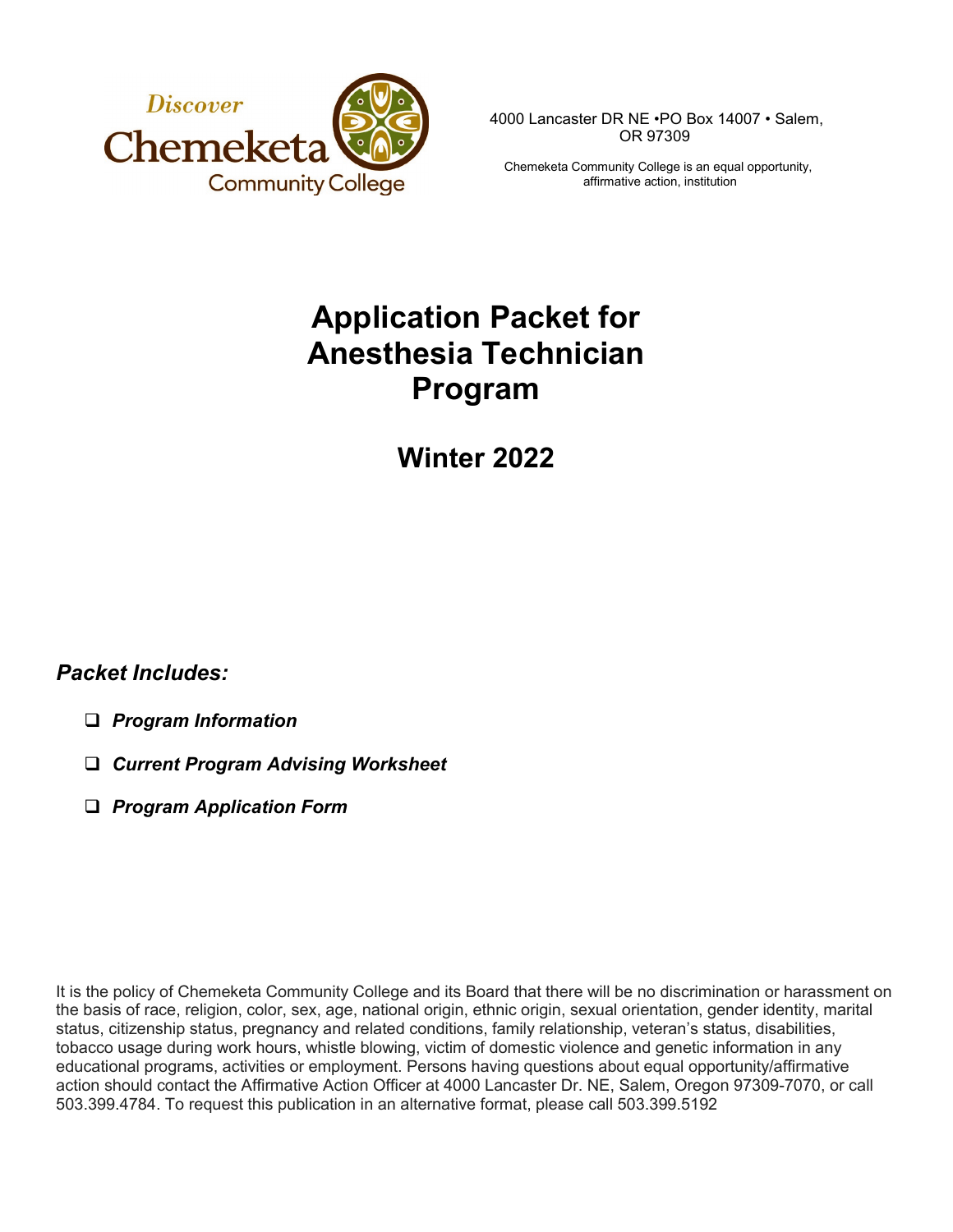Discover Chemeketa Community College

4000 Lancaster DR NE •PO Box 14007 • Salem, OR 97309

Chemeketa Community College is an equal opportunity, affirmative action, institution

# Application Packet for Anesthesia Technician Program

## Winter 2022

### *Packet Includes:*

- ❑ ***Program Information***
- ❑ ***Current Program Advising Worksheet***
- ❑ ***Program Application Form***

It is the policy of Chemeketa Community College and its Board that there will be no discrimination or harassment on the basis of race, religion, color, sex, age, national origin, ethnic origin, sexual orientation, gender identity, marital status, citizenship status, pregnancy and related conditions, family relationship, veteran's status, disabilities, tobacco usage during work hours, whistle blowing, victim of domestic violence and genetic information in any educational programs, activities or employment. Persons having questions about equal opportunity/affirmative action should contact the Affirmative Action Officer at 4000 Lancaster Dr. NE, Salem, Oregon 97309-7070, or call 503.399.4784. To request this publication in an alternative format, please call 503.399.5192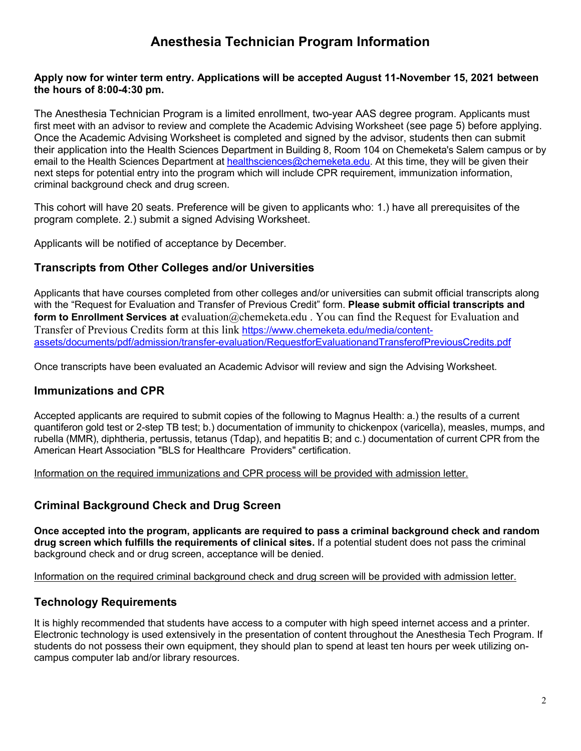# Anesthesia Technician Program Information

**Apply now for winter term entry. Applications will be accepted August 11-November 15, 2021 between the hours of 8:00-4:30 pm.**

The Anesthesia Technician Program is a limited enrollment, two-year AAS degree program. Applicants must first meet with an advisor to review and complete the Academic Advising Worksheet (see page 5) before applying. Once the Academic Advising Worksheet is completed and signed by the advisor, students then can submit their application into the Health Sciences Department in Building 8, Room 104 on Chemeketa's Salem campus or by email to the Health Sciences Department at [healthsciences@chemeketa.edu](mailto:healthsciences@chemeketa.edu). At this time, they will be given their next steps for potential entry into the program which will include CPR requirement, immunization information, criminal background check and drug screen.

This cohort will have 20 seats. Preference will be given to applicants who: 1.) have all prerequisites of the program complete. 2.) submit a signed Advising Worksheet.

Applicants will be notified of acceptance by December.

## Transcripts from Other Colleges and/or Universities

Applicants that have courses completed from other colleges and/or universities can submit official transcripts along with the "Request for Evaluation and Transfer of Previous Credit" form. **Please submit official transcripts and form to Enrollment Services at** evaluation@chemeketa.edu . You can find the Request for Evaluation and Transfer of Previous Credits form at this link [https://www.chemeketa.edu/media/content-assets/documents/pdf/admission/transfer-evaluation/RequestforEvaluationandTransferofPreviousCredits.pdf](https://www.chemeketa.edu/media/content-assets/documents/pdf/admission/transfer-evaluation/RequestforEvaluationandTransferofPreviousCredits.pdf)

Once transcripts have been evaluated an Academic Advisor will review and sign the Advising Worksheet.

## Immunizations and CPR

Accepted applicants are required to submit copies of the following to Magnus Health: a.) the results of a current quantiferon gold test or 2-step TB test; b.) documentation of immunity to chickenpox (varicella), measles, mumps, and rubella (MMR), diphtheria, pertussis, tetanus (Tdap), and hepatitis B; and c.) documentation of current CPR from the American Heart Association "BLS for Healthcare Providers" certification.

<u>Information on the required immunizations and CPR process will be provided with admission letter.</u>

## Criminal Background Check and Drug Screen

**Once accepted into the program, applicants are required to pass a criminal background check and random drug screen which fulfills the requirements of clinical sites.** If a potential student does not pass the criminal background check and or drug screen, acceptance will be denied.

<u>Information on the required criminal background check and drug screen will be provided with admission letter.</u>

## Technology Requirements

It is highly recommended that students have access to a computer with high speed internet access and a printer. Electronic technology is used extensively in the presentation of content throughout the Anesthesia Tech Program. If students do not possess their own equipment, they should plan to spend at least ten hours per week utilizing on-campus computer lab and/or library resources.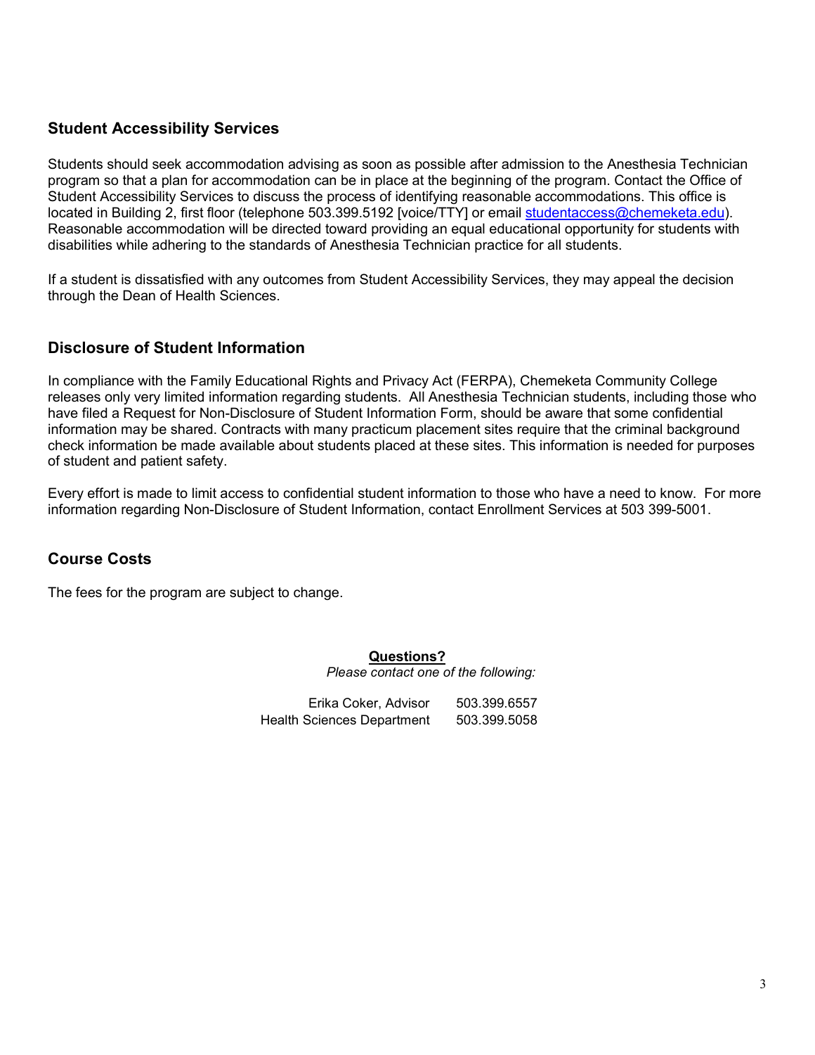## Student Accessibility Services

Students should seek accommodation advising as soon as possible after admission to the Anesthesia Technician program so that a plan for accommodation can be in place at the beginning of the program. Contact the Office of Student Accessibility Services to discuss the process of identifying reasonable accommodations. This office is located in Building 2, first floor (telephone 503.399.5192 [voice/TTY] or email studentaccess@chemeketa.edu). Reasonable accommodation will be directed toward providing an equal educational opportunity for students with disabilities while adhering to the standards of Anesthesia Technician practice for all students.

If a student is dissatisfied with any outcomes from Student Accessibility Services, they may appeal the decision through the Dean of Health Sciences.

## Disclosure of Student Information

In compliance with the Family Educational Rights and Privacy Act (FERPA), Chemeketa Community College releases only very limited information regarding students. All Anesthesia Technician students, including those who have filed a Request for Non-Disclosure of Student Information Form, should be aware that some confidential information may be shared. Contracts with many practicum placement sites require that the criminal background check information be made available about students placed at these sites. This information is needed for purposes of student and patient safety.

Every effort is made to limit access to confidential student information to those who have a need to know. For more information regarding Non-Disclosure of Student Information, contact Enrollment Services at 503 399-5001.

## Course Costs

The fees for the program are subject to change.

**Questions?**

*Please contact one of the following:*

| | |
|---|---|
| Erika Coker, Advisor | 503.399.6557 |
| Health Sciences Department | 503.399.5058 |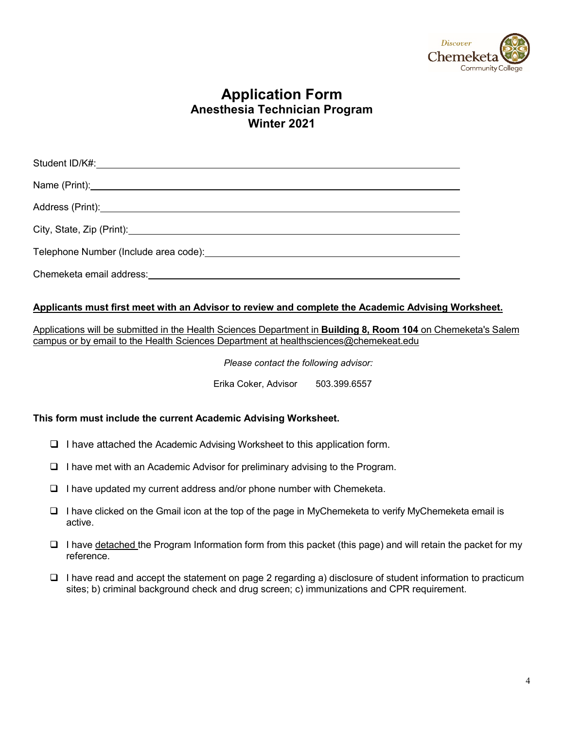# Application Form

## Anesthesia Technician Program

## Winter 2021

Student ID/K#: ____________________________________________

Name (Print): ____________________________________________

Address (Print): ____________________________________________

City, State, Zip (Print): ____________________________________________

Telephone Number (Include area code): ____________________________________________

Chemeketa email address: ____________________________________________

**Applicants must first meet with an Advisor to review and complete the Academic Advising Worksheet.**

Applications will be submitted in the Health Sciences Department in **Building 8, Room 104** on Chemeketa's Salem campus or by email to the Health Sciences Department at healthsciences@chemekeat.edu

*Please contact the following advisor:*

Erika Coker, Advisor 503.399.6557

**This form must include the current Academic Advising Worksheet.**

- ☐ I have attached the Academic Advising Worksheet to this application form.
- ☐ I have met with an Academic Advisor for preliminary advising to the Program.
- ☐ I have updated my current address and/or phone number with Chemeketa.
- ☐ I have clicked on the Gmail icon at the top of the page in MyChemeketa to verify MyChemeketa email is active.
- ☐ I have detached the Program Information form from this packet (this page) and will retain the packet for my reference.
- ☐ I have read and accept the statement on page 2 regarding a) disclosure of student information to practicum sites; b) criminal background check and drug screen; c) immunizations and CPR requirement.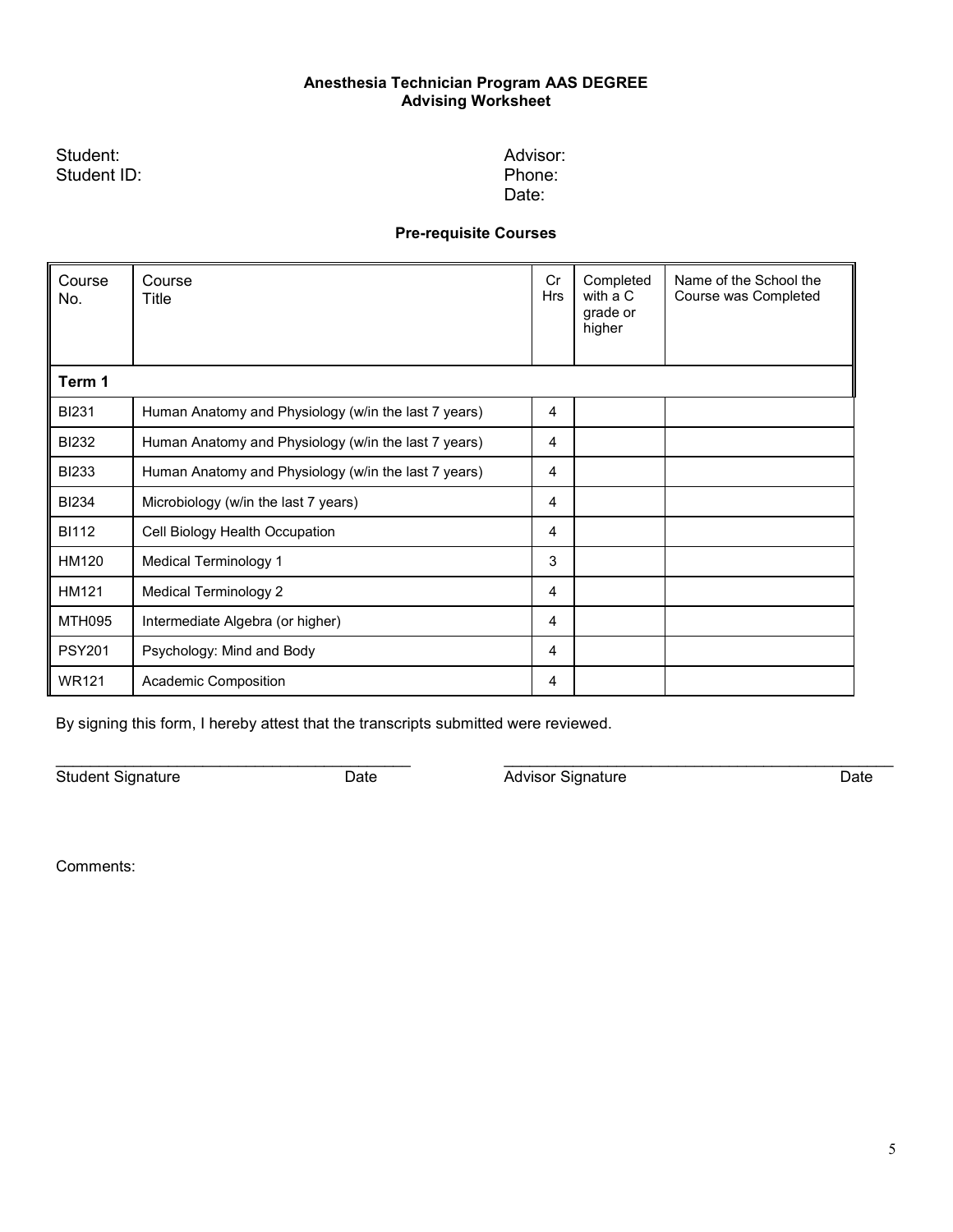**Anesthesia Technician Program AAS DEGREE**
**Advising Worksheet**

Student:
Student ID:

Advisor:
Phone:
Date:

**Pre-requisite Courses**

| Course No. | Course Title | Cr Hrs | Completed with a C grade or higher | Name of the School the Course was Completed |
|---|---|---|---|---|
| **Term 1** | | | | |
| BI231 | Human Anatomy and Physiology (w/in the last 7 years) | 4 | | |
| BI232 | Human Anatomy and Physiology (w/in the last 7 years) | 4 | | |
| BI233 | Human Anatomy and Physiology (w/in the last 7 years) | 4 | | |
| BI234 | Microbiology (w/in the last 7 years) | 4 | | |
| BI112 | Cell Biology Health Occupation | 4 | | |
| HM120 | Medical Terminology 1 | 3 | | |
| HM121 | Medical Terminology 2 | 4 | | |
| MTH095 | Intermediate Algebra (or higher) | 4 | | |
| PSY201 | Psychology: Mind and Body | 4 | | |
| WR121 | Academic Composition | 4 | | |

By signing this form, I hereby attest that the transcripts submitted were reviewed.

\_\_\_\_\_\_\_\_\_\_\_\_\_\_\_\_\_\_\_\_\_\_\_\_\_\_\_\_\_\_\_\_\_\_\_\_\_\_\_\_
Student Signature Date

\_\_\_\_\_\_\_\_\_\_\_\_\_\_\_\_\_\_\_\_\_\_\_\_\_\_\_\_\_\_\_\_\_\_\_\_\_\_\_\_
Advisor Signature Date

Comments: